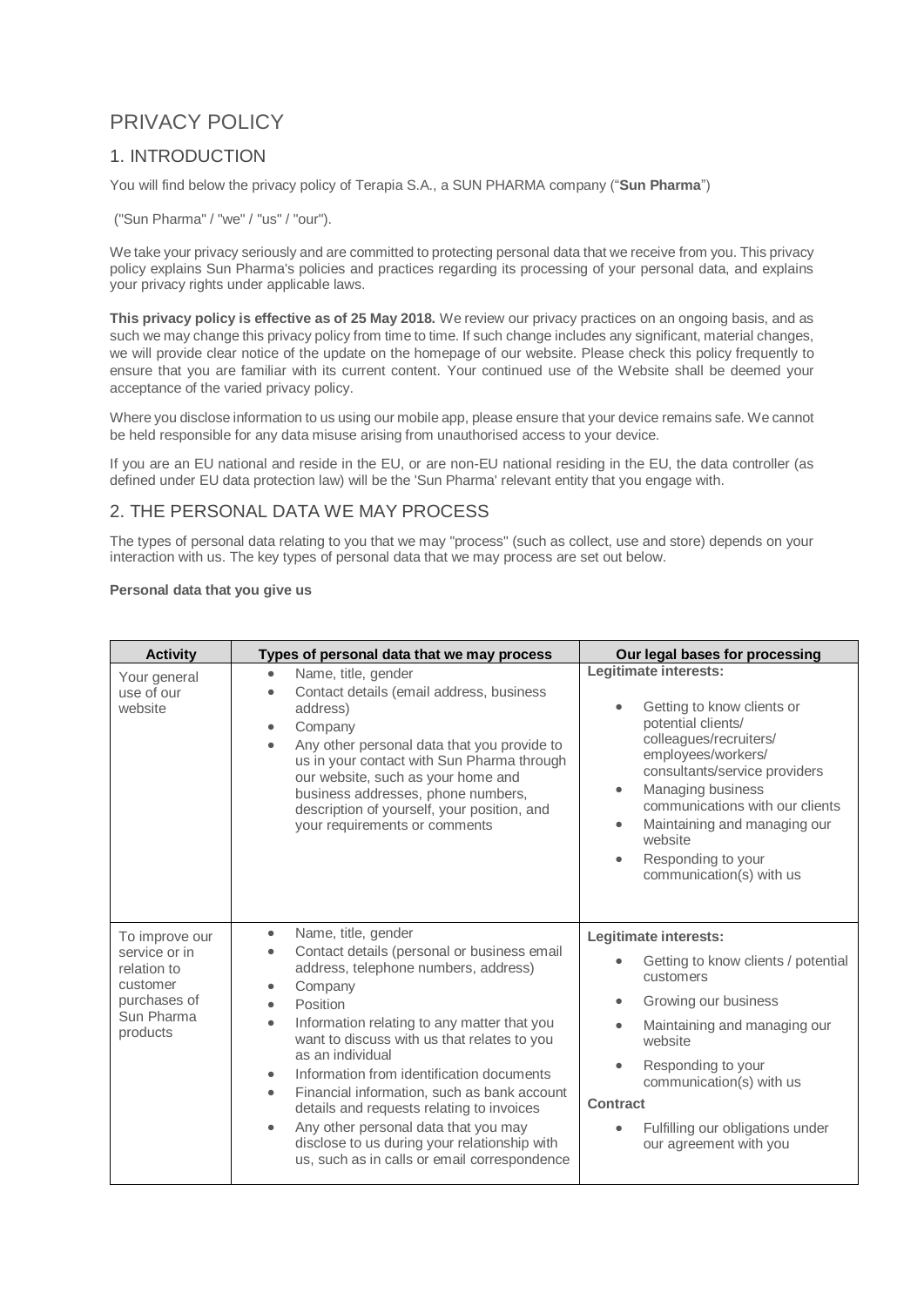# PRIVACY POLICY

## 1. INTRODUCTION

You will find below the privacy policy of Terapia S.A., a SUN PHARMA company ("**Sun Pharma**")

("Sun Pharma" / "we" / "us" / "our").

We take your privacy seriously and are committed to protecting personal data that we receive from you. This privacy policy explains Sun Pharma's policies and practices regarding its processing of your personal data, and explains your privacy rights under applicable laws.

**This privacy policy is effective as of 25 May 2018.** We review our privacy practices on an ongoing basis, and as such we may change this privacy policy from time to time. If such change includes any significant, material changes, we will provide clear notice of the update on the homepage of our website. Please check this policy frequently to ensure that you are familiar with its current content. Your continued use of the Website shall be deemed your acceptance of the varied privacy policy.

Where you disclose information to us using our mobile app, please ensure that your device remains safe. We cannot be held responsible for any data misuse arising from unauthorised access to your device.

If you are an EU national and reside in the EU, or are non-EU national residing in the EU, the data controller (as defined under EU data protection law) will be the 'Sun Pharma' relevant entity that you engage with.

## 2. THE PERSONAL DATA WE MAY PROCESS

The types of personal data relating to you that we may "process" (such as collect, use and store) depends on your interaction with us. The key types of personal data that we may process are set out below.

**Personal data that you give us**

| Activity | Types of personal data that we may process | Our legal bases for processing |
|---|---|---|
| Your general use of our website | • Name, title, gender<br>• Contact details (email address, business address)<br>• Company<br>• Position<br>• Any other personal data that you provide to us in your contact with Sun Pharma through our website, such as your home and business addresses, phone numbers, description of yourself, your position, and your requirements or comments | **Legitimate interests:**<br>• Getting to know clients or potential clients/ colleagues/recruiters/ employees/workers/ consultants/service providers<br>• Managing business communications with our clients<br>• Maintaining and managing our website<br>• Responding to your communication(s) with us |
| To improve our service or in relation to customer purchases of Sun Pharma products | • Name, title, gender<br>• Contact details (personal or business email address, telephone numbers, address)<br>• Company<br>• Position<br>• Information relating to any matter that you want to discuss with us that relates to you as an individual<br>• Information from identification documents<br>• Financial information, such as bank account details and requests relating to invoices<br>• Any other personal data that you may disclose to us during your relationship with us, such as in calls or email correspondence | **Legitimate interests:**<br>• Getting to know clients / potential customers<br>• Growing our business<br>• Maintaining and managing our website<br>• Responding to your communication(s) with us<br>**Contract**<br>• Fulfilling our obligations under our agreement with you |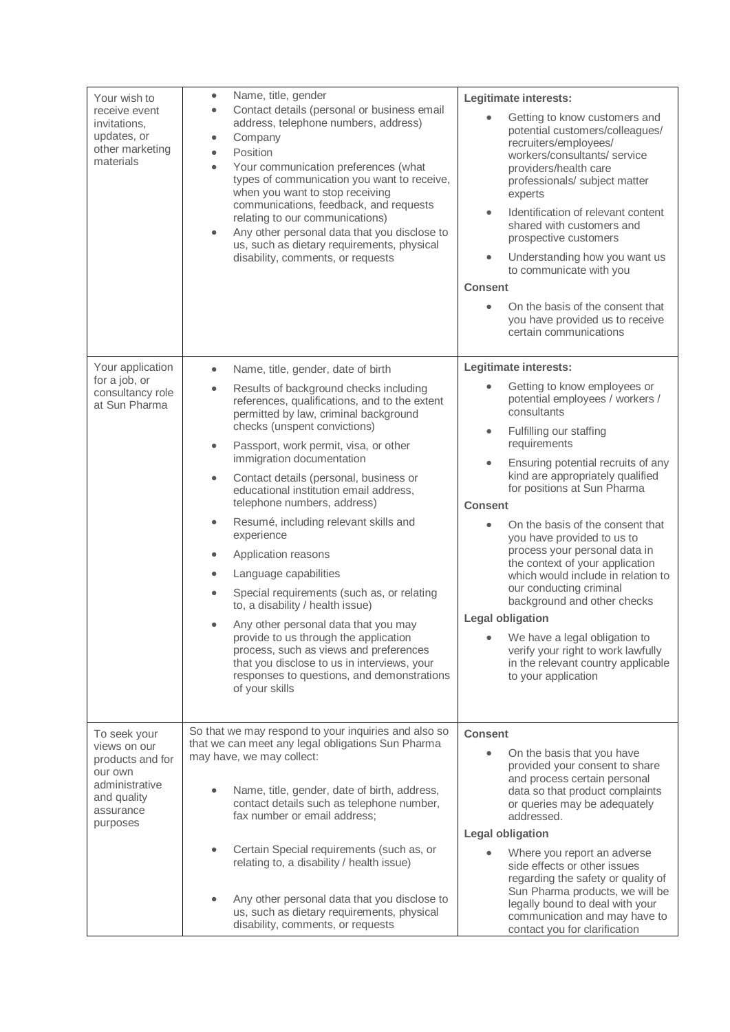| | | |
|---|---|---|
| Your wish to receive event invitations, updates, or other marketing materials | • Name, title, gender<br>• Contact details (personal or business email address, telephone numbers, address)<br>• Company<br>• Position<br>• Your communication preferences (what types of communication you want to receive, when you want to stop receiving communications, feedback, and requests relating to our communications)<br>• Any other personal data that you disclose to us, such as dietary requirements, physical disability, comments, or requests | **Legitimate interests:**<br>• Getting to know customers and potential customers/colleagues/ recruiters/employees/ workers/consultants/ service providers/health care professionals/ subject matter experts<br>• Identification of relevant content shared with customers and prospective customers<br>• Understanding how you want us to communicate with you<br>**Consent**<br>• On the basis of the consent that you have provided us to receive certain communications |
| Your application for a job, or consultancy role at Sun Pharma | • Name, title, gender, date of birth<br>• Results of background checks including references, qualifications, and to the extent permitted by law, criminal background checks (unspent convictions)<br>• Passport, work permit, visa, or other immigration documentation<br>• Contact details (personal, business or educational institution email address, telephone numbers, address)<br>• Resumé, including relevant skills and experience<br>• Application reasons<br>• Language capabilities<br>• Special requirements (such as, or relating to, a disability / health issue)<br>• Any other personal data that you may provide to us through the application process, such as views and preferences that you disclose to us in interviews, your responses to questions, and demonstrations of your skills | **Legitimate interests:**<br>• Getting to know employees or potential employees / workers / consultants<br>• Fulfilling our staffing requirements<br>• Ensuring potential recruits of any kind are appropriately qualified for positions at Sun Pharma<br>**Consent**<br>• On the basis of the consent that you have provided to us to process your personal data in the context of your application which would include in relation to our conducting criminal background and other checks<br>**Legal obligation**<br>• We have a legal obligation to verify your right to work lawfully in the relevant country applicable to your application |
| To seek your views on our products and for our own administrative and quality assurance purposes | So that we may respond to your inquiries and also so that we can meet any legal obligations Sun Pharma may have, we may collect:<br>• Name, title, gender, date of birth, address, contact details such as telephone number, fax number or email address;<br>• Certain Special requirements (such as, or relating to, a disability / health issue)<br>• Any other personal data that you disclose to us, such as dietary requirements, physical disability, comments, or requests | **Consent**<br>• On the basis that you have provided your consent to share and process certain personal data so that product complaints or queries may be adequately addressed.<br>**Legal obligation**<br>• Where you report an adverse side effects or other issues regarding the safety or quality of Sun Pharma products, we will be legally bound to deal with your communication and may have to contact you for clarification |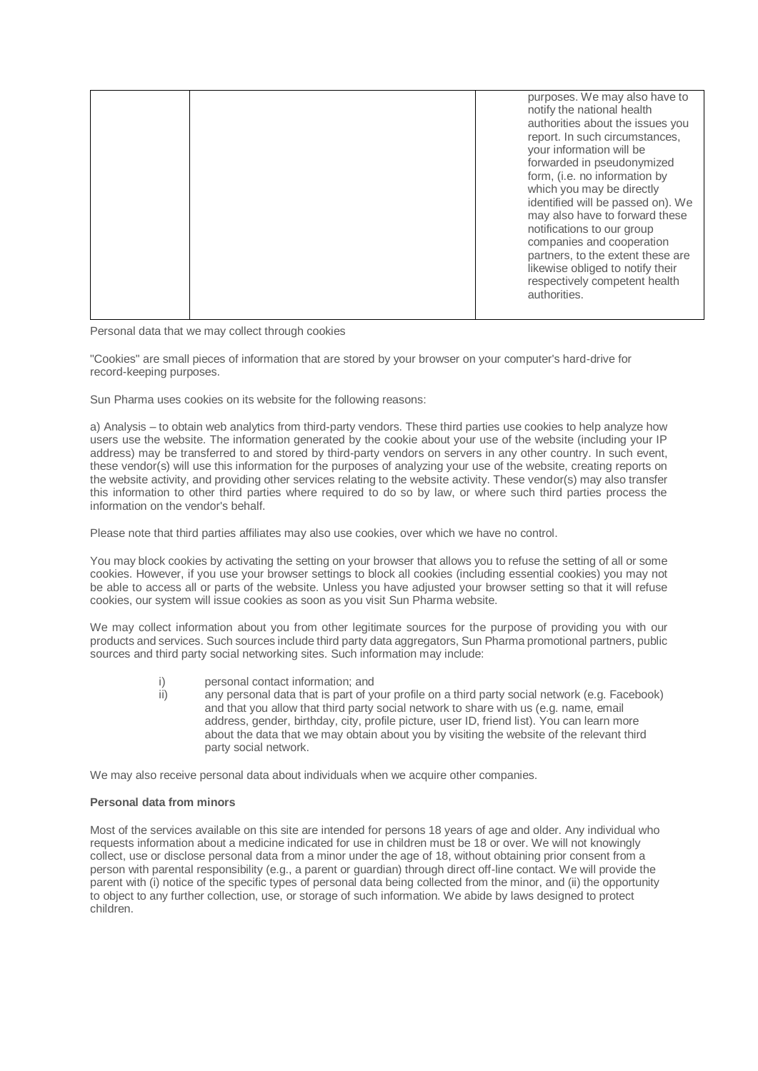| | | |
|---|---|---|
| | | purposes. We may also have to notify the national health authorities about the issues you report. In such circumstances, your information will be forwarded in pseudonymized form, (i.e. no information by which you may be directly identified will be passed on). We may also have to forward these notifications to our group companies and cooperation partners, to the extent these are likewise obliged to notify their respectively competent health authorities. |

Personal data that we may collect through cookies

"Cookies" are small pieces of information that are stored by your browser on your computer's hard-drive for record-keeping purposes.

Sun Pharma uses cookies on its website for the following reasons:

a) Analysis – to obtain web analytics from third-party vendors. These third parties use cookies to help analyze how users use the website. The information generated by the cookie about your use of the website (including your IP address) may be transferred to and stored by third-party vendors on servers in any other country. In such event, these vendor(s) will use this information for the purposes of analyzing your use of the website, creating reports on the website activity, and providing other services relating to the website activity. These vendor(s) may also transfer this information to other third parties where required to do so by law, or where such third parties process the information on the vendor's behalf.

Please note that third parties affiliates may also use cookies, over which we have no control.

You may block cookies by activating the setting on your browser that allows you to refuse the setting of all or some cookies. However, if you use your browser settings to block all cookies (including essential cookies) you may not be able to access all or parts of the website. Unless you have adjusted your browser setting so that it will refuse cookies, our system will issue cookies as soon as you visit Sun Pharma website.

We may collect information about you from other legitimate sources for the purpose of providing you with our products and services. Such sources include third party data aggregators, Sun Pharma promotional partners, public sources and third party social networking sites. Such information may include:

i) personal contact information; and
ii) any personal data that is part of your profile on a third party social network (e.g. Facebook) and that you allow that third party social network to share with us (e.g. name, email address, gender, birthday, city, profile picture, user ID, friend list). You can learn more about the data that we may obtain about you by visiting the website of the relevant third party social network.

We may also receive personal data about individuals when we acquire other companies.

**Personal data from minors**

Most of the services available on this site are intended for persons 18 years of age and older. Any individual who requests information about a medicine indicated for use in children must be 18 or over. We will not knowingly collect, use or disclose personal data from a minor under the age of 18, without obtaining prior consent from a person with parental responsibility (e.g., a parent or guardian) through direct off-line contact. We will provide the parent with (i) notice of the specific types of personal data being collected from the minor, and (ii) the opportunity to object to any further collection, use, or storage of such information. We abide by laws designed to protect children.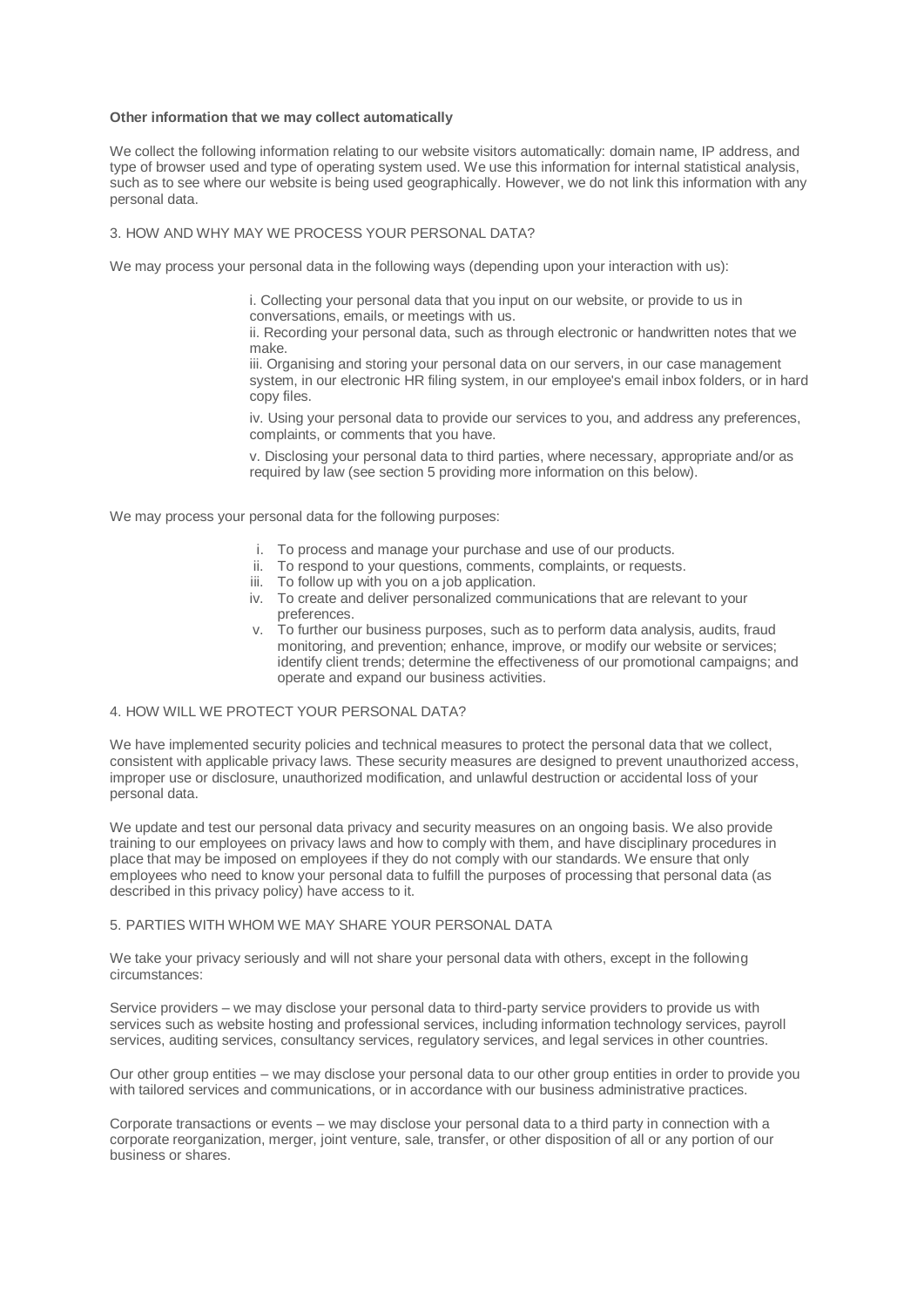**Other information that we may collect automatically**

We collect the following information relating to our website visitors automatically: domain name, IP address, and type of browser used and type of operating system used. We use this information for internal statistical analysis, such as to see where our website is being used geographically. However, we do not link this information with any personal data.

## 3. HOW AND WHY MAY WE PROCESS YOUR PERSONAL DATA?

We may process your personal data in the following ways (depending upon your interaction with us):

i. Collecting your personal data that you input on our website, or provide to us in conversations, emails, or meetings with us.

ii. Recording your personal data, such as through electronic or handwritten notes that we make.

iii. Organising and storing your personal data on our servers, in our case management system, in our electronic HR filing system, in our employee's email inbox folders, or in hard copy files.

iv. Using your personal data to provide our services to you, and address any preferences, complaints, or comments that you have.

v. Disclosing your personal data to third parties, where necessary, appropriate and/or as required by law (see section 5 providing more information on this below).

We may process your personal data for the following purposes:

i. To process and manage your purchase and use of our products.
ii. To respond to your questions, comments, complaints, or requests.
iii. To follow up with you on a job application.
iv. To create and deliver personalized communications that are relevant to your preferences.
v. To further our business purposes, such as to perform data analysis, audits, fraud monitoring, and prevention; enhance, improve, or modify our website or services; identify client trends; determine the effectiveness of our promotional campaigns; and operate and expand our business activities.

## 4. HOW WILL WE PROTECT YOUR PERSONAL DATA?

We have implemented security policies and technical measures to protect the personal data that we collect, consistent with applicable privacy laws. These security measures are designed to prevent unauthorized access, improper use or disclosure, unauthorized modification, and unlawful destruction or accidental loss of your personal data.

We update and test our personal data privacy and security measures on an ongoing basis. We also provide training to our employees on privacy laws and how to comply with them, and have disciplinary procedures in place that may be imposed on employees if they do not comply with our standards. We ensure that only employees who need to know your personal data to fulfill the purposes of processing that personal data (as described in this privacy policy) have access to it.

## 5. PARTIES WITH WHOM WE MAY SHARE YOUR PERSONAL DATA

We take your privacy seriously and will not share your personal data with others, except in the following circumstances:

Service providers – we may disclose your personal data to third-party service providers to provide us with services such as website hosting and professional services, including information technology services, payroll services, auditing services, consultancy services, regulatory services, and legal services in other countries.

Our other group entities – we may disclose your personal data to our other group entities in order to provide you with tailored services and communications, or in accordance with our business administrative practices.

Corporate transactions or events – we may disclose your personal data to a third party in connection with a corporate reorganization, merger, joint venture, sale, transfer, or other disposition of all or any portion of our business or shares.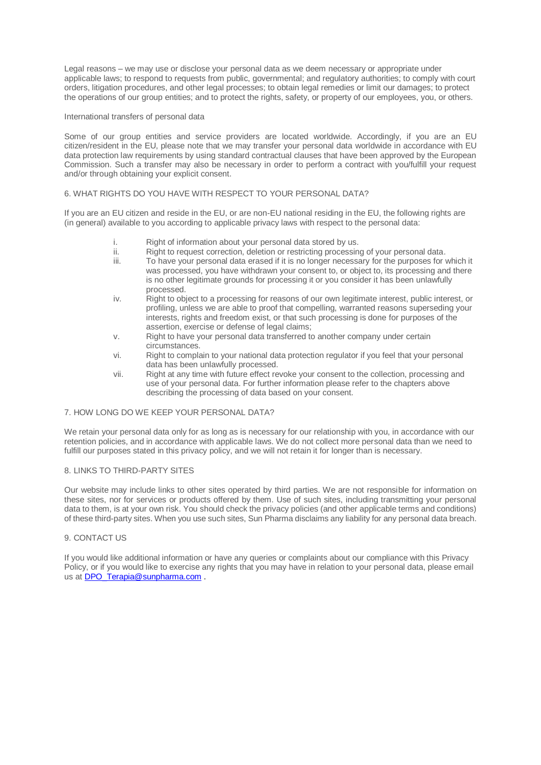Legal reasons – we may use or disclose your personal data as we deem necessary or appropriate under applicable laws; to respond to requests from public, governmental; and regulatory authorities; to comply with court orders, litigation procedures, and other legal processes; to obtain legal remedies or limit our damages; to protect the operations of our group entities; and to protect the rights, safety, or property of our employees, you, or others.

International transfers of personal data

Some of our group entities and service providers are located worldwide. Accordingly, if you are an EU citizen/resident in the EU, please note that we may transfer your personal data worldwide in accordance with EU data protection law requirements by using standard contractual clauses that have been approved by the European Commission. Such a transfer may also be necessary in order to perform a contract with you/fulfill your request and/or through obtaining your explicit consent.

## 6. WHAT RIGHTS DO YOU HAVE WITH RESPECT TO YOUR PERSONAL DATA?

If you are an EU citizen and reside in the EU, or are non-EU national residing in the EU, the following rights are (in general) available to you according to applicable privacy laws with respect to the personal data:

i. Right of information about your personal data stored by us.
ii. Right to request correction, deletion or restricting processing of your personal data.
iii. To have your personal data erased if it is no longer necessary for the purposes for which it was processed, you have withdrawn your consent to, or object to, its processing and there is no other legitimate grounds for processing it or you consider it has been unlawfully processed.
iv. Right to object to a processing for reasons of our own legitimate interest, public interest, or profiling, unless we are able to proof that compelling, warranted reasons superseding your interests, rights and freedom exist, or that such processing is done for purposes of the assertion, exercise or defense of legal claims;
v. Right to have your personal data transferred to another company under certain circumstances.
vi. Right to complain to your national data protection regulator if you feel that your personal data has been unlawfully processed.
vii. Right at any time with future effect revoke your consent to the collection, processing and use of your personal data. For further information please refer to the chapters above describing the processing of data based on your consent.

## 7. HOW LONG DO WE KEEP YOUR PERSONAL DATA?

We retain your personal data only for as long as is necessary for our relationship with you, in accordance with our retention policies, and in accordance with applicable laws. We do not collect more personal data than we need to fulfill our purposes stated in this privacy policy, and we will not retain it for longer than is necessary.

## 8. LINKS TO THIRD-PARTY SITES

Our website may include links to other sites operated by third parties. We are not responsible for information on these sites, nor for services or products offered by them. Use of such sites, including transmitting your personal data to them, is at your own risk. You should check the privacy policies (and other applicable terms and conditions) of these third-party sites. When you use such sites, Sun Pharma disclaims any liability for any personal data breach.

## 9. CONTACT US

If you would like additional information or have any queries or complaints about our compliance with this Privacy Policy, or if you would like to exercise any rights that you may have in relation to your personal data, please email us at DPO_Terapia@sunpharma.com .